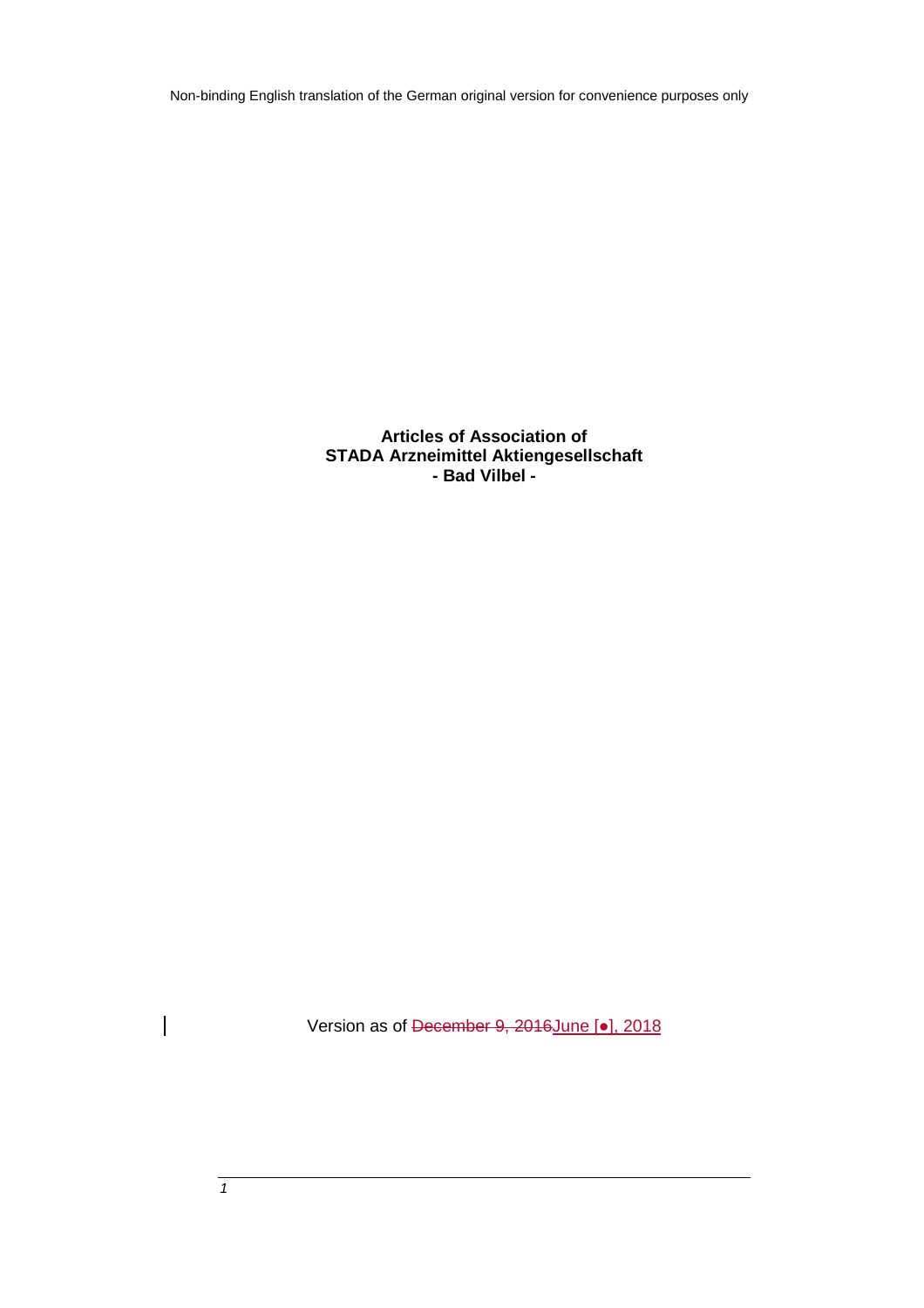Non-binding English translation of the German original version for convenience purposes only

**Articles of Association of**
**STADA Arzneimittel Aktiengesellschaft**
**- Bad Vilbel -**

Version as of ~~December 9, 2016~~June [●], 2018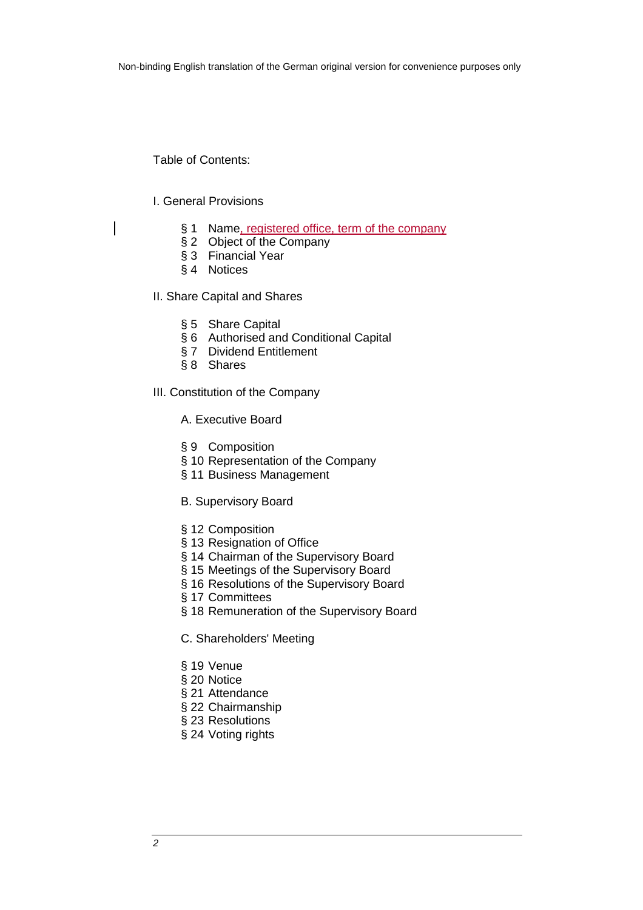Non-binding English translation of the German original version for convenience purposes only

Table of Contents:

I. General Provisions

- § 1 Name, registered office, term of the company
- § 2 Object of the Company
- § 3 Financial Year
- § 4 Notices

II. Share Capital and Shares

- § 5 Share Capital
- § 6 Authorised and Conditional Capital
- § 7 Dividend Entitlement
- § 8 Shares

III. Constitution of the Company

A. Executive Board

- § 9 Composition
- § 10 Representation of the Company
- § 11 Business Management

B. Supervisory Board

- § 12 Composition
- § 13 Resignation of Office
- § 14 Chairman of the Supervisory Board
- § 15 Meetings of the Supervisory Board
- § 16 Resolutions of the Supervisory Board
- § 17 Committees
- § 18 Remuneration of the Supervisory Board

C. Shareholders' Meeting

- § 19 Venue
- § 20 Notice
- § 21 Attendance
- § 22 Chairmanship
- § 23 Resolutions
- § 24 Voting rights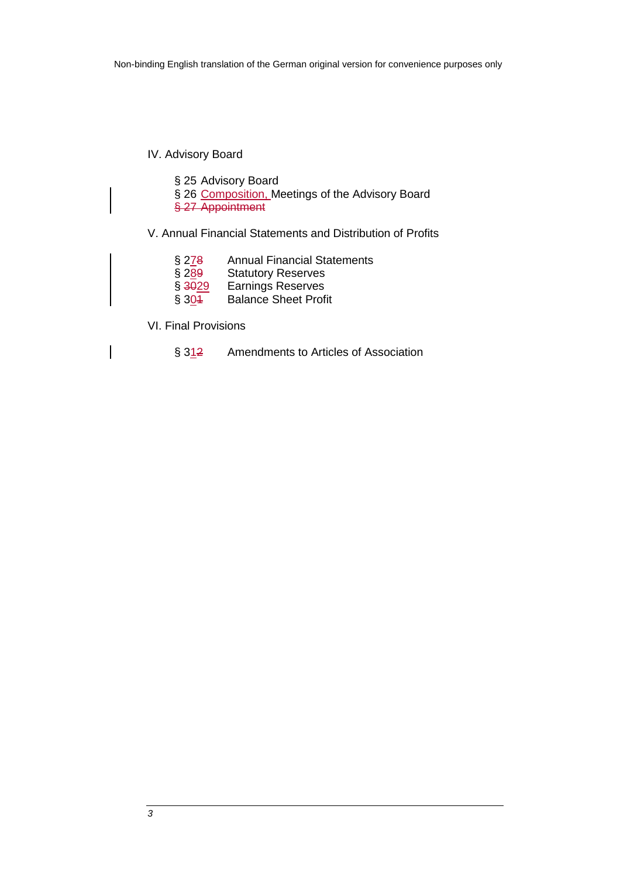IV. Advisory Board

§ 25 Advisory Board
§ 26 Composition, Meetings of the Advisory Board
~~§ 27 Appointment~~

V. Annual Financial Statements and Distribution of Profits

§ 27~~8~~ Annual Financial Statements
§ 28~~9~~ Statutory Reserves
§ ~~30~~29 Earnings Reserves
§ 30~~1~~ Balance Sheet Profit

VI. Final Provisions

§ 31~~2~~ Amendments to Articles of Association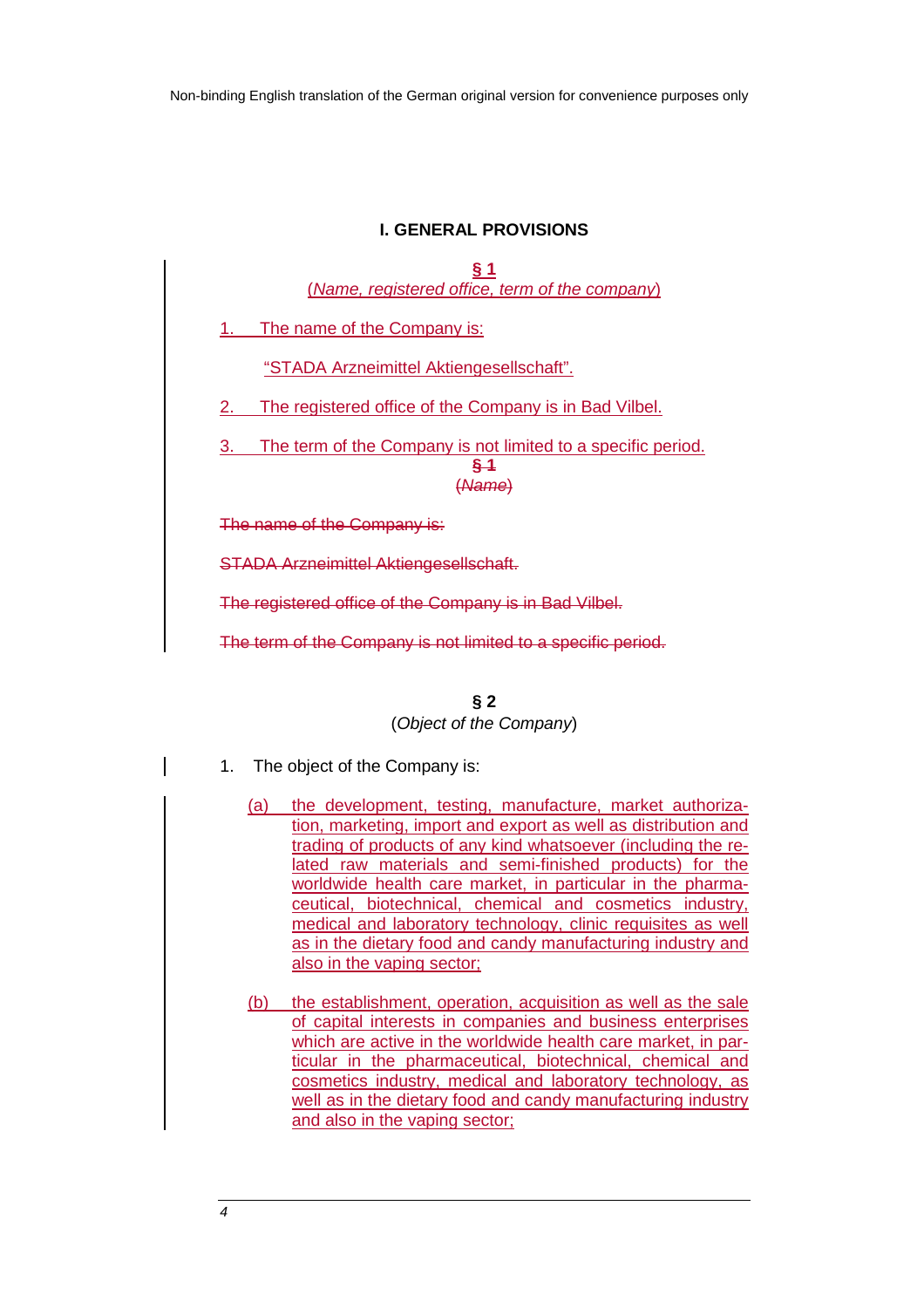## I. GENERAL PROVISIONS

**§ 1**
(*Name, registered office, term of the company*)

1. The name of the Company is:

   "STADA Arzneimittel Aktiengesellschaft".

2. The registered office of the Company is in Bad Vilbel.

3. The term of the Company is not limited to a specific period.

~~**§ 1**~~
~~(*Name*)~~

~~The name of the Company is:~~

~~STADA Arzneimittel Aktiengesellschaft.~~

~~The registered office of the Company is in Bad Vilbel.~~

~~The term of the Company is not limited to a specific period.~~

**§ 2**
(*Object of the Company*)

1. The object of the Company is:

   (a) the development, testing, manufacture, market authorization, marketing, import and export as well as distribution and trading of products of any kind whatsoever (including the related raw materials and semi-finished products) for the worldwide health care market, in particular in the pharmaceutical, biotechnical, chemical and cosmetics industry, medical and laboratory technology, clinic requisites as well as in the dietary food and candy manufacturing industry and also in the vaping sector;

   (b) the establishment, operation, acquisition as well as the sale of capital interests in companies and business enterprises which are active in the worldwide health care market, in particular in the pharmaceutical, biotechnical, chemical and cosmetics industry, medical and laboratory technology, as well as in the dietary food and candy manufacturing industry and also in the vaping sector;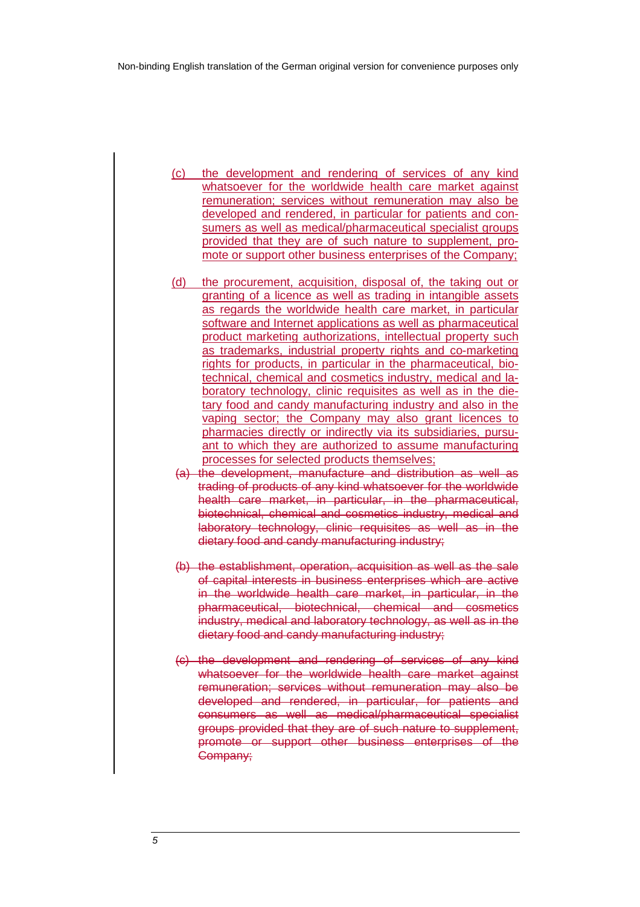(c) the development and rendering of services of any kind whatsoever for the worldwide health care market against remuneration; services without remuneration may also be developed and rendered, in particular for patients and consumers as well as medical/pharmaceutical specialist groups provided that they are of such nature to supplement, promote or support other business enterprises of the Company;

(d) the procurement, acquisition, disposal of, the taking out or granting of a licence as well as trading in intangible assets as regards the worldwide health care market, in particular software and Internet applications as well as pharmaceutical product marketing authorizations, intellectual property such as trademarks, industrial property rights and co-marketing rights for products, in particular in the pharmaceutical, biotechnical, chemical and cosmetics industry, medical and laboratory technology, clinic requisites as well as in the dietary food and candy manufacturing industry and also in the vaping sector; the Company may also grant licences to pharmacies directly or indirectly via its subsidiaries, pursuant to which they are authorized to assume manufacturing processes for selected products themselves;

~~(a) the development, manufacture and distribution as well as trading of products of any kind whatsoever for the worldwide health care market, in particular, in the pharmaceutical, biotechnical, chemical and cosmetics industry, medical and laboratory technology, clinic requisites as well as in the dietary food and candy manufacturing industry;~~

~~(b) the establishment, operation, acquisition as well as the sale of capital interests in business enterprises which are active in the worldwide health care market, in particular, in the pharmaceutical, biotechnical, chemical and cosmetics industry, medical and laboratory technology, as well as in the dietary food and candy manufacturing industry;~~

~~(c) the development and rendering of services of any kind whatsoever for the worldwide health care market against remuneration; services without remuneration may also be developed and rendered, in particular, for patients and consumers as well as medical/pharmaceutical specialist groups provided that they are of such nature to supplement, promote or support other business enterprises of the Company;~~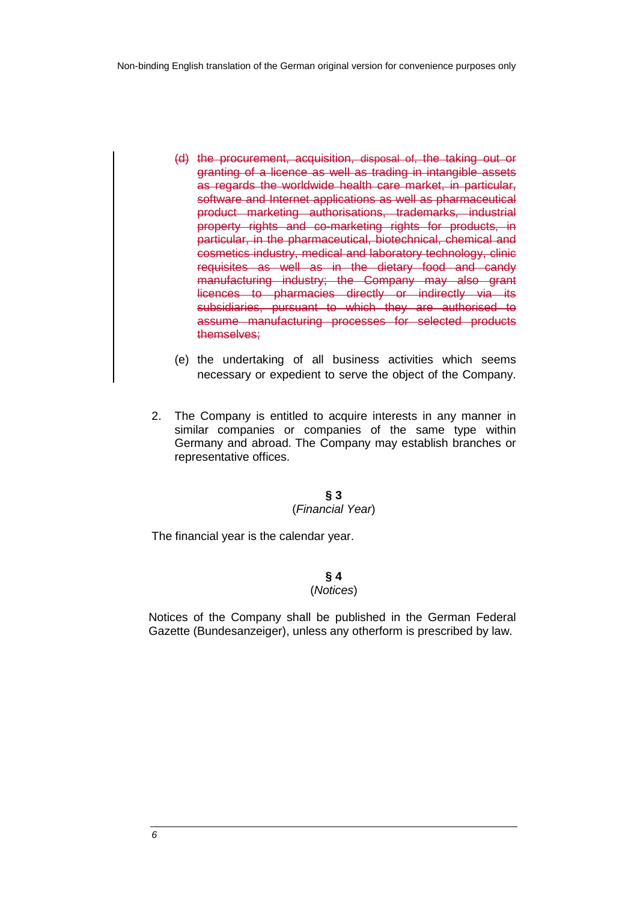(d) ~~the procurement, acquisition, disposal of, the taking out or granting of a licence as well as trading in intangible assets as regards the worldwide health care market, in particular, software and Internet applications as well as pharmaceutical product marketing authorisations, trademarks, industrial property rights and co-marketing rights for products, in particular, in the pharmaceutical, biotechnical, chemical and cosmetics industry, medical and laboratory technology, clinic requisites as well as in the dietary food and candy manufacturing industry; the Company may also grant licences to pharmacies directly or indirectly via its subsidiaries, pursuant to which they are authorised to assume manufacturing processes for selected products themselves;~~

(e) the undertaking of all business activities which seems necessary or expedient to serve the object of the Company.

2. The Company is entitled to acquire interests in any manner in similar companies or companies of the same type within Germany and abroad. The Company may establish branches or representative offices.

**§ 3**
(*Financial Year*)

The financial year is the calendar year.

**§ 4**
(*Notices*)

Notices of the Company shall be published in the German Federal Gazette (Bundesanzeiger), unless any otherform is prescribed by law.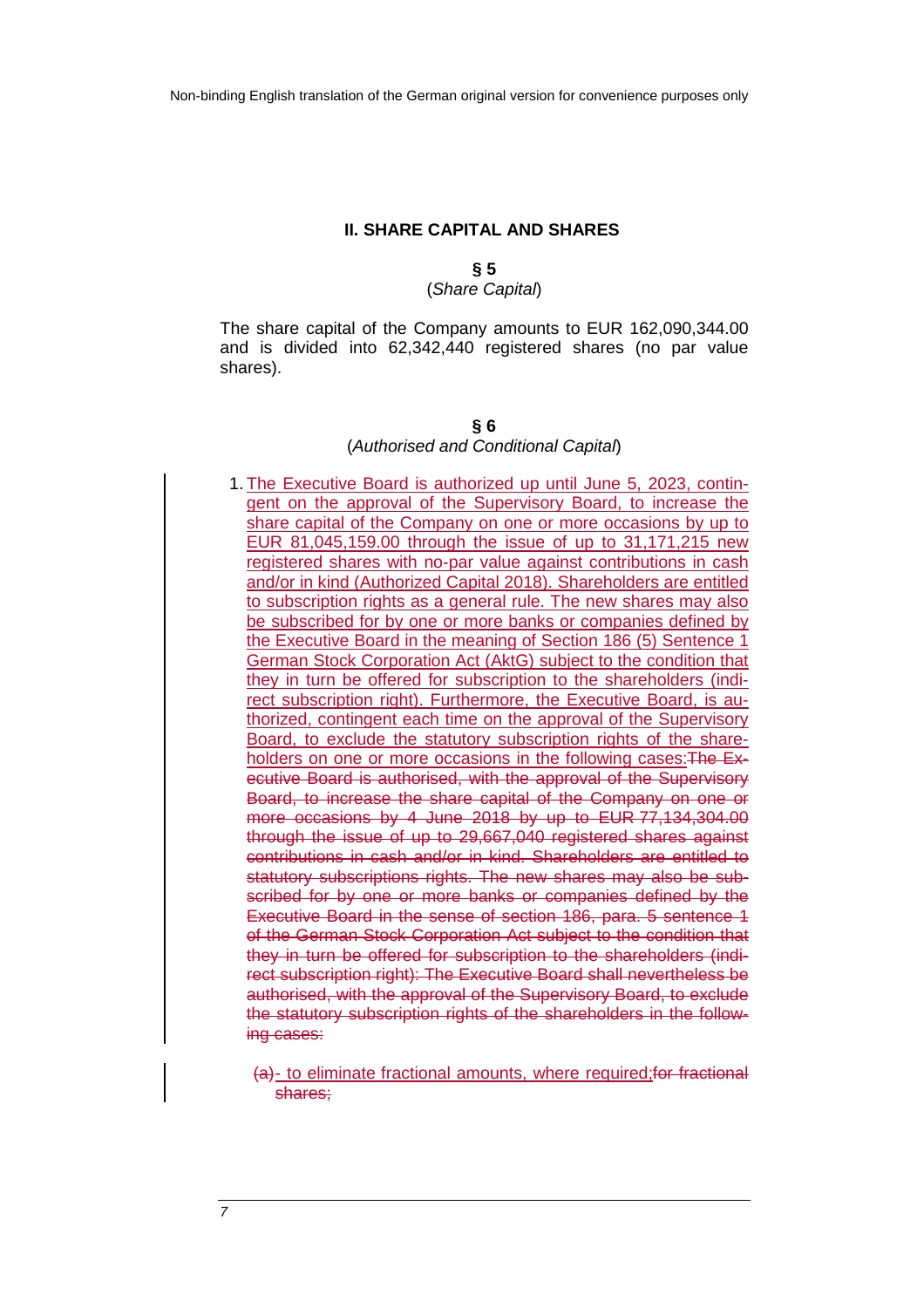## II. SHARE CAPITAL AND SHARES

**§ 5**

(*Share Capital*)

The share capital of the Company amounts to EUR 162,090,344.00 and is divided into 62,342,440 registered shares (no par value shares).

**§ 6**

(*Authorised and Conditional Capital*)

1. <u>The Executive Board is authorized up until June 5, 2023, contingent on the approval of the Supervisory Board, to increase the share capital of the Company on one or more occasions by up to EUR 81,045,159.00 through the issue of up to 31,171,215 new registered shares with no-par value against contributions in cash and/or in kind (Authorized Capital 2018). Shareholders are entitled to subscription rights as a general rule. The new shares may also be subscribed for by one or more banks or companies defined by the Executive Board in the meaning of Section 186 (5) Sentence 1 German Stock Corporation Act (AktG) subject to the condition that they in turn be offered for subscription to the shareholders (indirect subscription right). Furthermore, the Executive Board, is authorized, contingent each time on the approval of the Supervisory Board, to exclude the statutory subscription rights of the shareholders on one or more occasions in the following cases:</u>~~The Executive Board is authorised, with the approval of the Supervisory Board, to increase the share capital of the Company on one or more occasions by 4 June 2018 by up to EUR 77,134,304.00 through the issue of up to 29,667,040 registered shares against contributions in cash and/or in kind. Shareholders are entitled to statutory subscriptions rights. The new shares may also be subscribed for by one or more banks or companies defined by the Executive Board in the sense of section 186, para. 5 sentence 1 of the German Stock Corporation Act subject to the condition that they in turn be offered for subscription to the shareholders (indirect subscription right): The Executive Board shall nevertheless be authorised, with the approval of the Supervisory Board, to exclude the statutory subscription rights of the shareholders in the following cases:~~

   ~~(a)~~<u>- to eliminate fractional amounts, where required;</u>~~for fractional shares;~~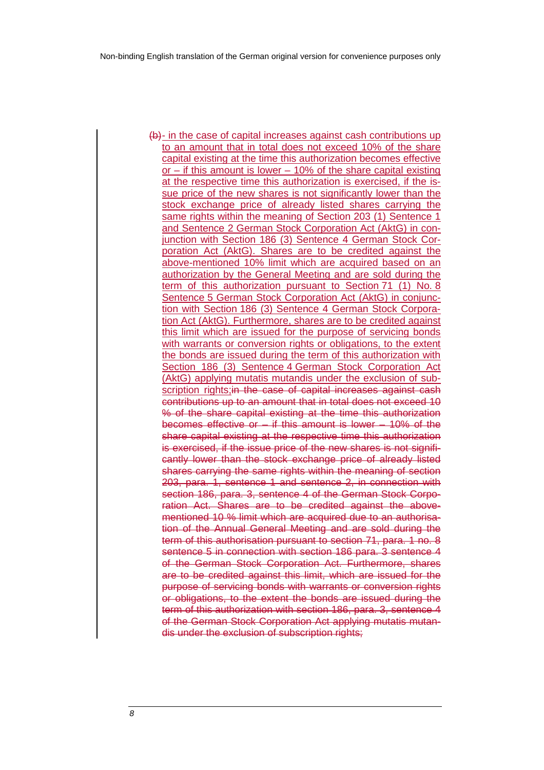~~(b)~~- in the case of capital increases against cash contributions up to an amount that in total does not exceed 10% of the share capital existing at the time this authorization becomes effective or – if this amount is lower – 10% of the share capital existing at the respective time this authorization is exercised, if the issue price of the new shares is not significantly lower than the stock exchange price of already listed shares carrying the same rights within the meaning of Section 203 (1) Sentence 1 and Sentence 2 German Stock Corporation Act (AktG) in conjunction with Section 186 (3) Sentence 4 German Stock Corporation Act (AktG). Shares are to be credited against the above-mentioned 10% limit which are acquired based on an authorization by the General Meeting and are sold during the term of this authorization pursuant to Section 71 (1) No. 8 Sentence 5 German Stock Corporation Act (AktG) in conjunction with Section 186 (3) Sentence 4 German Stock Corporation Act (AktG). Furthermore, shares are to be credited against this limit which are issued for the purpose of servicing bonds with warrants or conversion rights or obligations, to the extent the bonds are issued during the term of this authorization with Section 186 (3) Sentence 4 German Stock Corporation Act (AktG) applying mutatis mutandis under the exclusion of subscription rights;~~in the case of capital increases against cash contributions up to an amount that in total does not exceed 10 % of the share capital existing at the time this authorization becomes effective or – if this amount is lower – 10% of the share capital existing at the respective time this authorization is exercised, if the issue price of the new shares is not significantly lower than the stock exchange price of already listed shares carrying the same rights within the meaning of section 203, para. 1, sentence 1 and sentence 2, in connection with section 186, para. 3, sentence 4 of the German Stock Corporation Act. Shares are to be credited against the above-mentioned 10 % limit which are acquired due to an authorisation of the Annual General Meeting and are sold during the term of this authorisation pursuant to section 71, para. 1 no. 8 sentence 5 in connection with section 186 para. 3 sentence 4 of the German Stock Corporation Act. Furthermore, shares are to be credited against this limit, which are issued for the purpose of servicing bonds with warrants or conversion rights or obligations, to the extent the bonds are issued during the term of this authorization with section 186, para. 3, sentence 4 of the German Stock Corporation Act applying mutatis mutandis under the exclusion of subscription rights;~~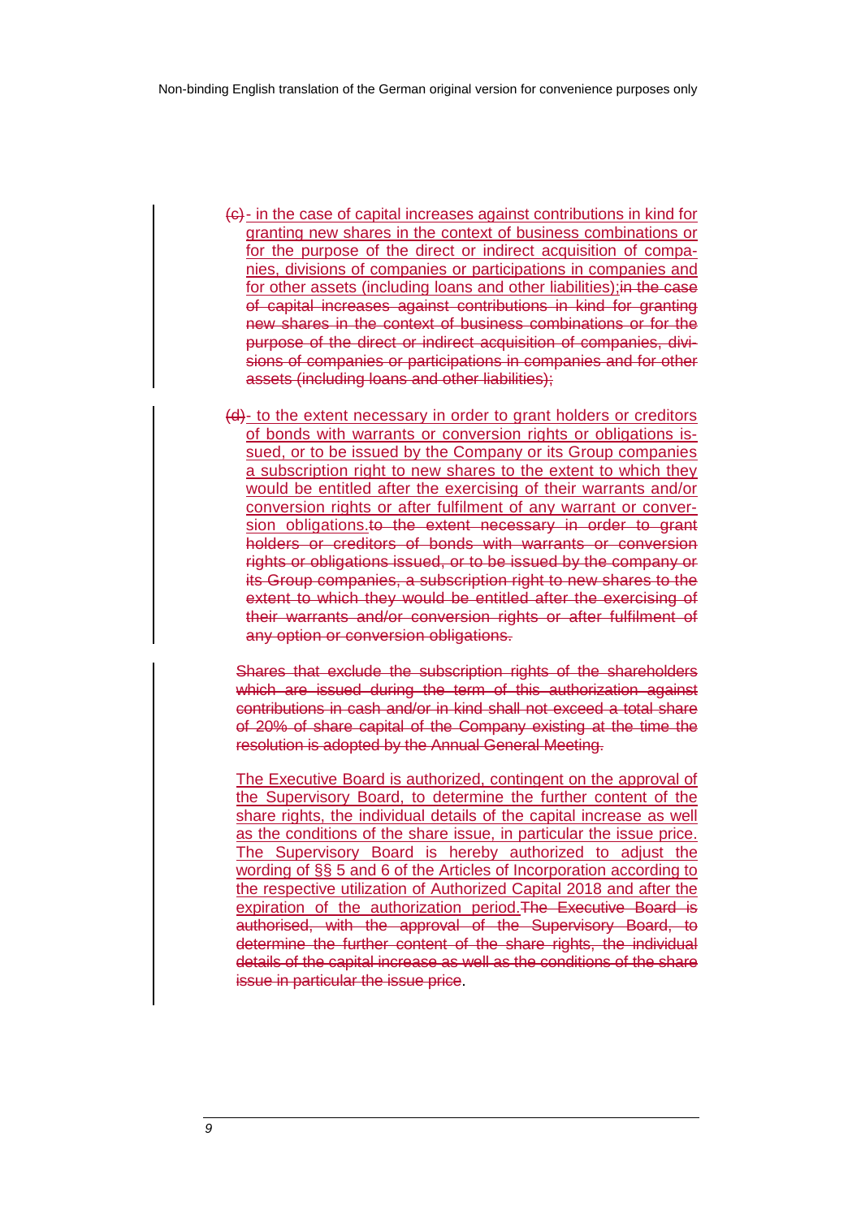~~(c)~~ - in the case of capital increases against contributions in kind for granting new shares in the context of business combinations or for the purpose of the direct or indirect acquisition of companies, divisions of companies or participations in companies and for other assets (including loans and other liabilities);~~in the case of capital increases against contributions in kind for granting new shares in the context of business combinations or for the purpose of the direct or indirect acquisition of companies, divisions of companies or participations in companies and for other assets (including loans and other liabilities);~~

~~(d)~~ - to the extent necessary in order to grant holders or creditors of bonds with warrants or conversion rights or obligations issued, or to be issued by the Company or its Group companies a subscription right to new shares to the extent to which they would be entitled after the exercising of their warrants and/or conversion rights or after fulfilment of any warrant or conversion obligations.~~to the extent necessary in order to grant holders or creditors of bonds with warrants or conversion rights or obligations issued, or to be issued by the company or its Group companies, a subscription right to new shares to the extent to which they would be entitled after the exercising of their warrants and/or conversion rights or after fulfilment of any option or conversion obligations.~~

~~Shares that exclude the subscription rights of the shareholders which are issued during the term of this authorization against contributions in cash and/or in kind shall not exceed a total share of 20% of share capital of the Company existing at the time the resolution is adopted by the Annual General Meeting.~~

The Executive Board is authorized, contingent on the approval of the Supervisory Board, to determine the further content of the share rights, the individual details of the capital increase as well as the conditions of the share issue, in particular the issue price. The Supervisory Board is hereby authorized to adjust the wording of §§ 5 and 6 of the Articles of Incorporation according to the respective utilization of Authorized Capital 2018 and after the expiration of the authorization period.~~The Executive Board is authorised, with the approval of the Supervisory Board, to determine the further content of the share rights, the individual details of the capital increase as well as the conditions of the share issue in particular the issue price~~.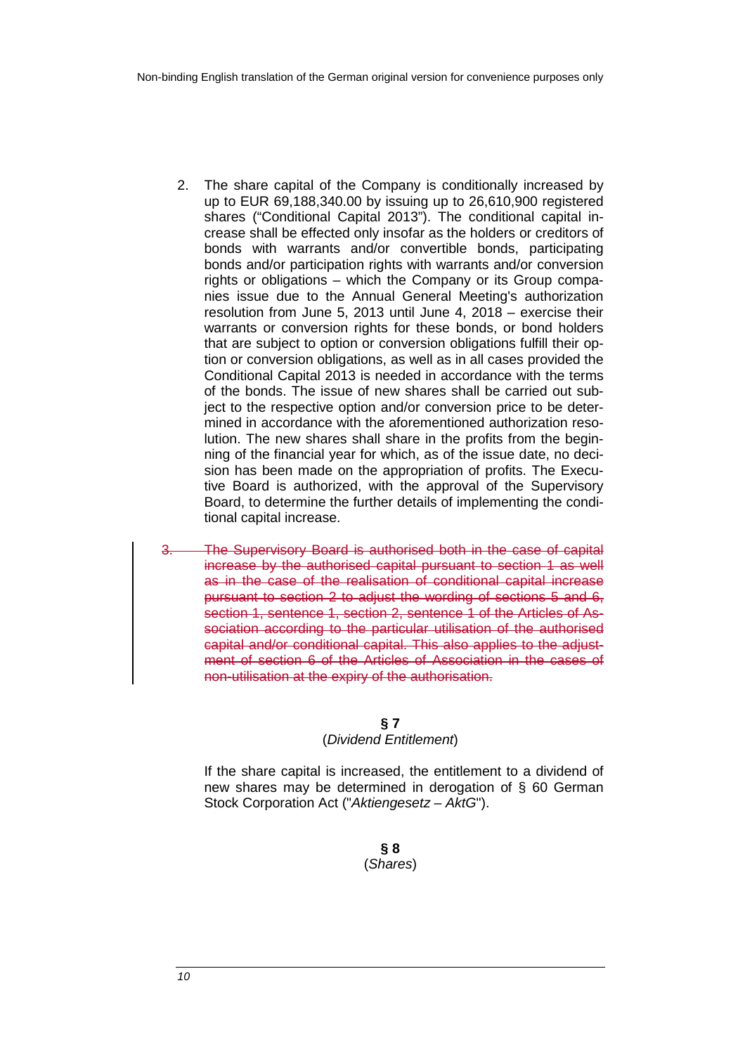2. The share capital of the Company is conditionally increased by up to EUR 69,188,340.00 by issuing up to 26,610,900 registered shares ("Conditional Capital 2013"). The conditional capital increase shall be effected only insofar as the holders or creditors of bonds with warrants and/or convertible bonds, participating bonds and/or participation rights with warrants and/or conversion rights or obligations – which the Company or its Group companies issue due to the Annual General Meeting's authorization resolution from June 5, 2013 until June 4, 2018 – exercise their warrants or conversion rights for these bonds, or bond holders that are subject to option or conversion obligations fulfill their option or conversion obligations, as well as in all cases provided the Conditional Capital 2013 is needed in accordance with the terms of the bonds. The issue of new shares shall be carried out subject to the respective option and/or conversion price to be determined in accordance with the aforementioned authorization resolution. The new shares shall share in the profits from the beginning of the financial year for which, as of the issue date, no decision has been made on the appropriation of profits. The Executive Board is authorized, with the approval of the Supervisory Board, to determine the further details of implementing the conditional capital increase.

3. ~~The Supervisory Board is authorised both in the case of capital increase by the authorised capital pursuant to section 1 as well as in the case of the realisation of conditional capital increase pursuant to section 2 to adjust the wording of sections 5 and 6, section 1, sentence 1, section 2, sentence 1 of the Articles of Association according to the particular utilisation of the authorised capital and/or conditional capital. This also applies to the adjustment of section 6 of the Articles of Association in the cases of non-utilisation at the expiry of the authorisation.~~

**§ 7**
(*Dividend Entitlement*)

If the share capital is increased, the entitlement to a dividend of new shares may be determined in derogation of § 60 German Stock Corporation Act ("*Aktiengesetz – AktG*").

**§ 8**
(*Shares*)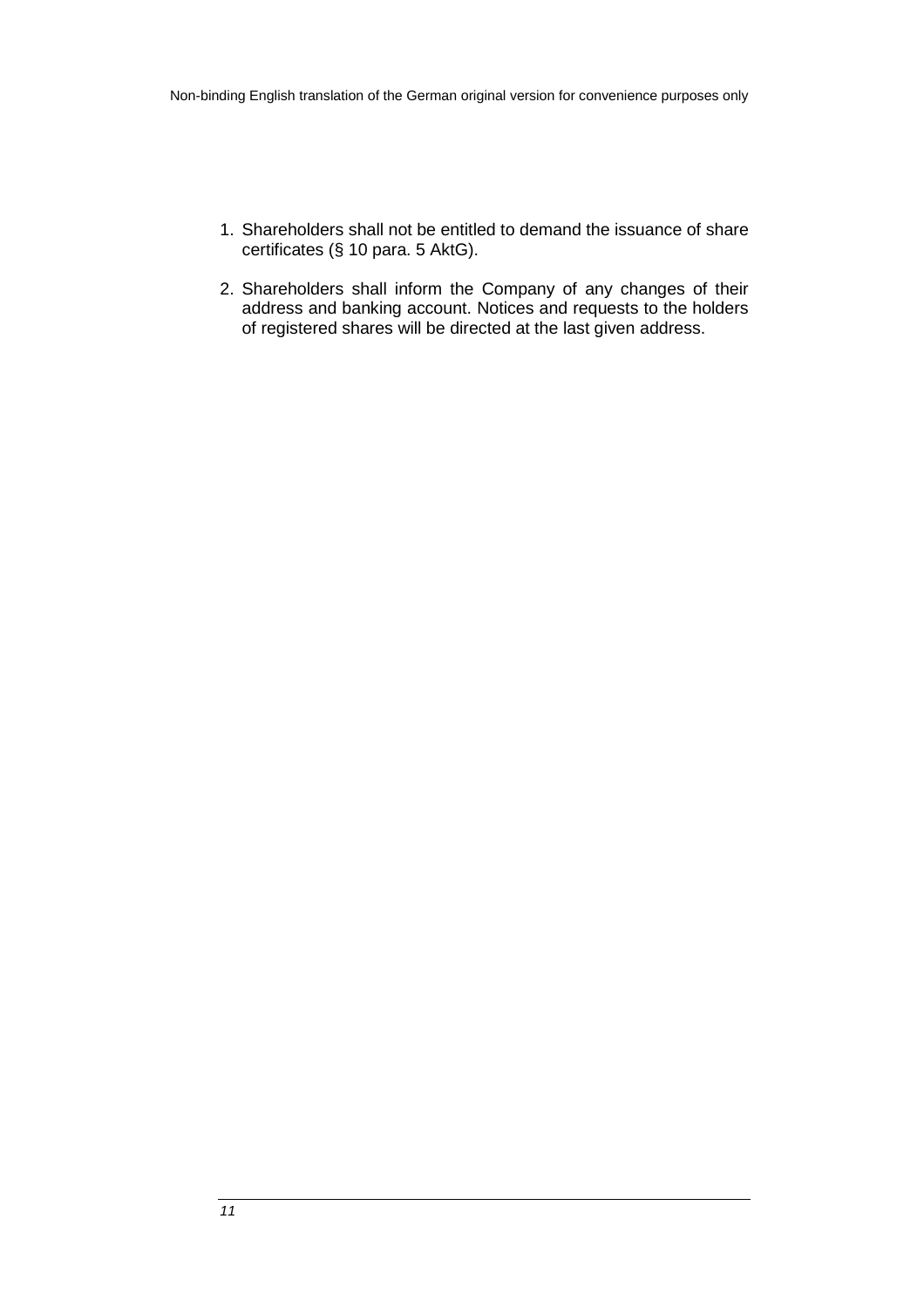1. Shareholders shall not be entitled to demand the issuance of share certificates (§ 10 para. 5 AktG).

2. Shareholders shall inform the Company of any changes of their address and banking account. Notices and requests to the holders of registered shares will be directed at the last given address.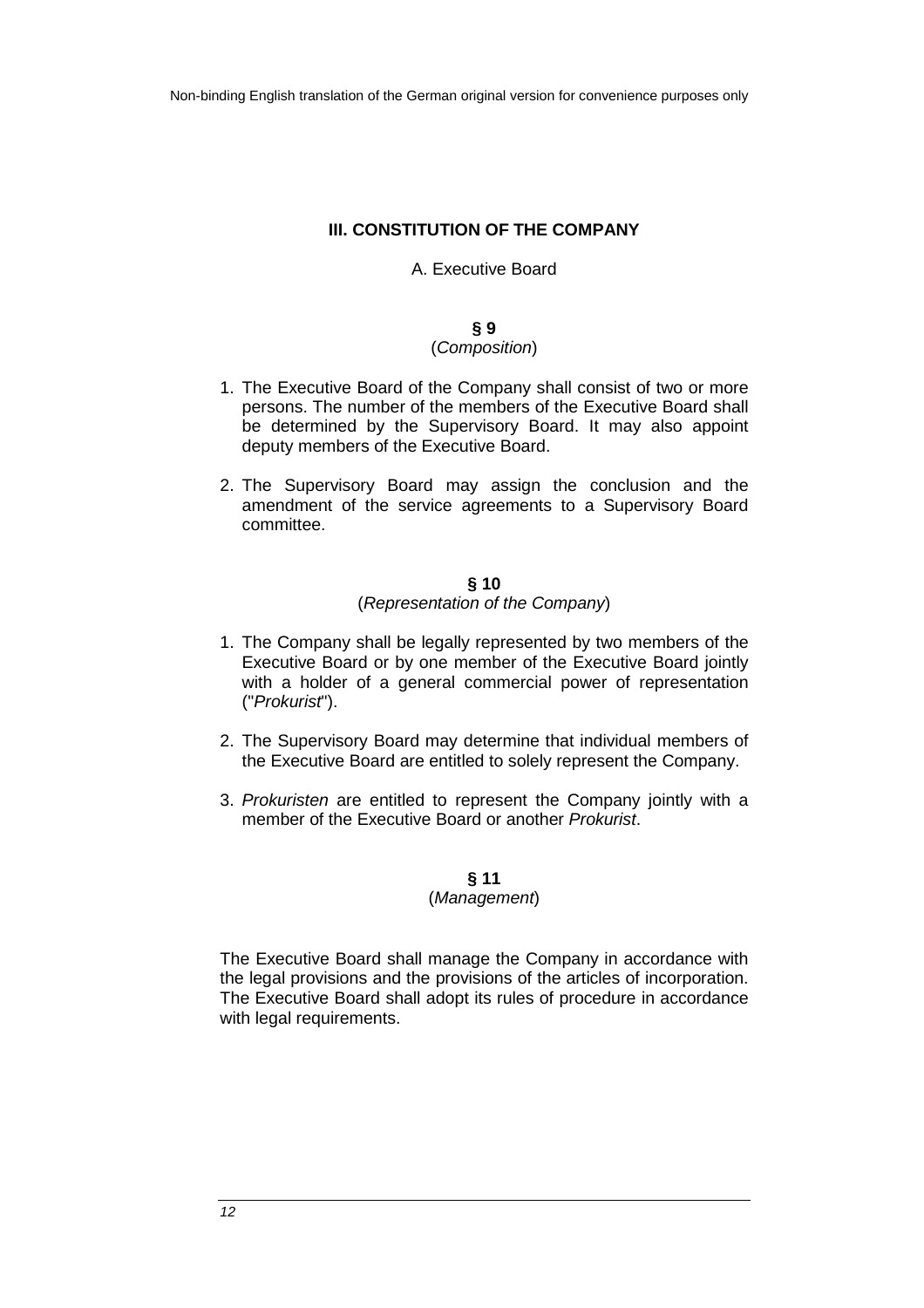## III. CONSTITUTION OF THE COMPANY

### A. Executive Board

#### § 9
(*Composition*)

1. The Executive Board of the Company shall consist of two or more persons. The number of the members of the Executive Board shall be determined by the Supervisory Board. It may also appoint deputy members of the Executive Board.

2. The Supervisory Board may assign the conclusion and the amendment of the service agreements to a Supervisory Board committee.

#### § 10
(*Representation of the Company*)

1. The Company shall be legally represented by two members of the Executive Board or by one member of the Executive Board jointly with a holder of a general commercial power of representation ("*Prokurist*").

2. The Supervisory Board may determine that individual members of the Executive Board are entitled to solely represent the Company.

3. *Prokuristen* are entitled to represent the Company jointly with a member of the Executive Board or another *Prokurist*.

#### § 11
(*Management*)

The Executive Board shall manage the Company in accordance with the legal provisions and the provisions of the articles of incorporation. The Executive Board shall adopt its rules of procedure in accordance with legal requirements.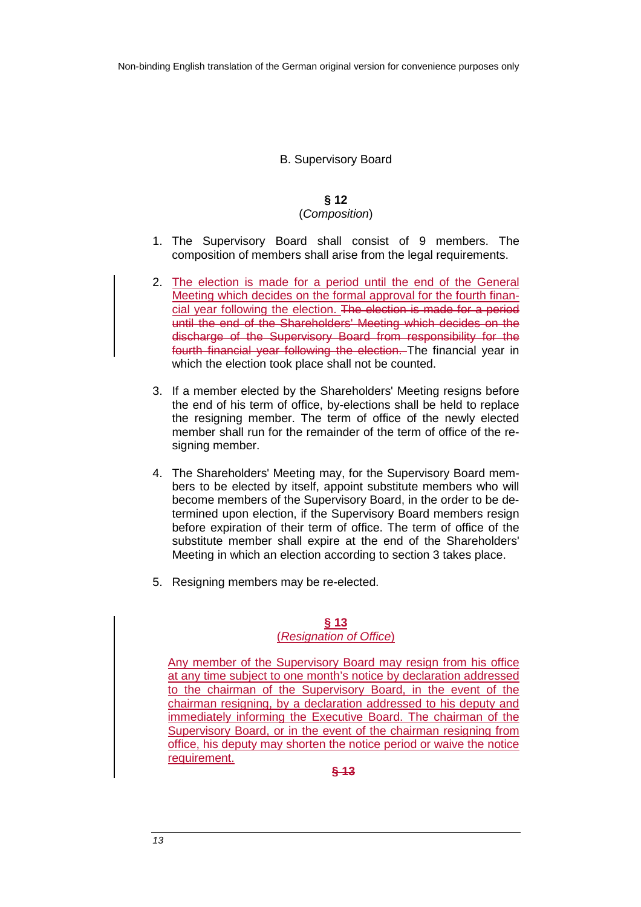## B. Supervisory Board

### § 12
(*Composition*)

1. The Supervisory Board shall consist of 9 members. The composition of members shall arise from the legal requirements.

2. The election is made for a period until the end of the General Meeting which decides on the formal approval for the fourth financial year following the election. ~~The election is made for a period until the end of the Shareholders' Meeting which decides on the discharge of the Supervisory Board from responsibility for the fourth financial year following the election.~~ The financial year in which the election took place shall not be counted.

3. If a member elected by the Shareholders' Meeting resigns before the end of his term of office, by-elections shall be held to replace the resigning member. The term of office of the newly elected member shall run for the remainder of the term of office of the resigning member.

4. The Shareholders' Meeting may, for the Supervisory Board members to be elected by itself, appoint substitute members who will become members of the Supervisory Board, in the order to be determined upon election, if the Supervisory Board members resign before expiration of their term of office. The term of office of the substitute member shall expire at the end of the Shareholders' Meeting in which an election according to section 3 takes place.

5. Resigning members may be re-elected.

### § 13
(*Resignation of Office*)

Any member of the Supervisory Board may resign from his office at any time subject to one month's notice by declaration addressed to the chairman of the Supervisory Board, in the event of the chairman resigning, by a declaration addressed to his deputy and immediately informing the Executive Board. The chairman of the Supervisory Board, or in the event of the chairman resigning from office, his deputy may shorten the notice period or waive the notice requirement.

§ ~~13~~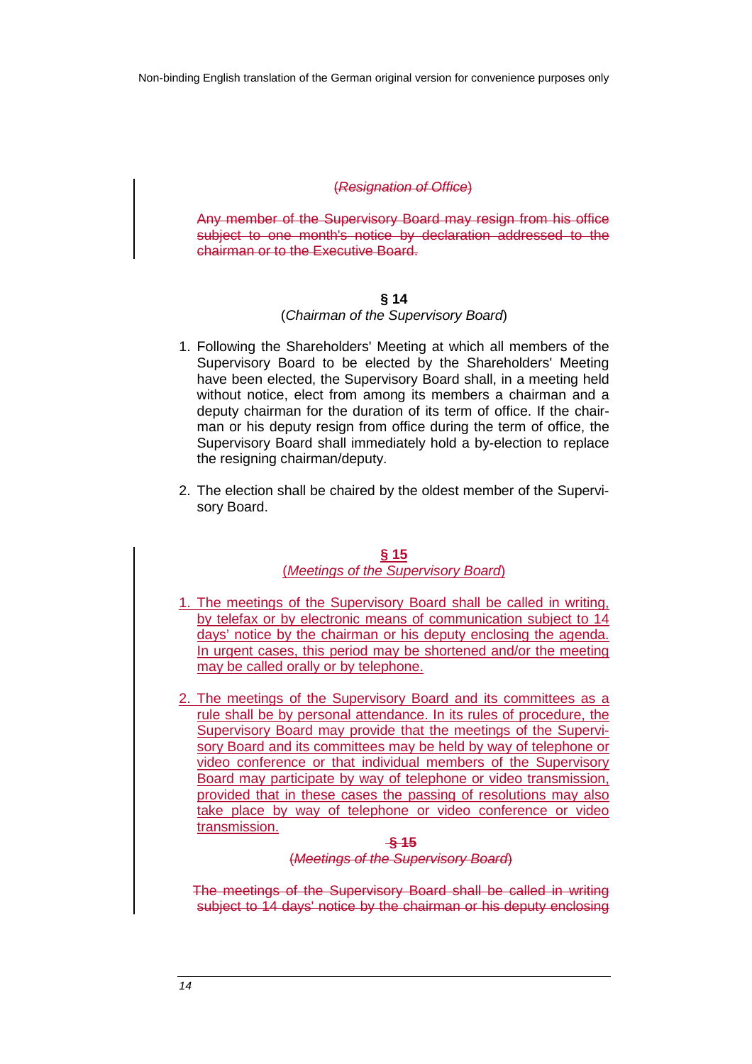(~~*Resignation of Office*~~)

~~Any member of the Supervisory Board may resign from his office subject to one month's notice by declaration addressed to the chairman or to the Executive Board.~~

**§ 14**

(*Chairman of the Supervisory Board*)

1. Following the Shareholders' Meeting at which all members of the Supervisory Board to be elected by the Shareholders' Meeting have been elected, the Supervisory Board shall, in a meeting held without notice, elect from among its members a chairman and a deputy chairman for the duration of its term of office. If the chairman or his deputy resign from office during the term of office, the Supervisory Board shall immediately hold a by-election to replace the resigning chairman/deputy.

2. The election shall be chaired by the oldest member of the Supervisory Board.

<u>**§ 15**</u>

<u>(*Meetings of the Supervisory Board*)</u>

1. <u>The meetings of the Supervisory Board shall be called in writing, by telefax or by electronic means of communication subject to 14 days' notice by the chairman or his deputy enclosing the agenda. In urgent cases, this period may be shortened and/or the meeting may be called orally or by telephone.</u>

2. <u>The meetings of the Supervisory Board and its committees as a rule shall be by personal attendance. In its rules of procedure, the Supervisory Board may provide that the meetings of the Supervisory Board and its committees may be held by way of telephone or video conference or that individual members of the Supervisory Board may participate by way of telephone or video transmission, provided that in these cases the passing of resolutions may also take place by way of telephone or video conference or video transmission.</u>

~~**§ 15**~~

(~~*Meetings of the Supervisory Board*~~)

~~The meetings of the Supervisory Board shall be called in writing subject to 14 days' notice by the chairman or his deputy enclosing~~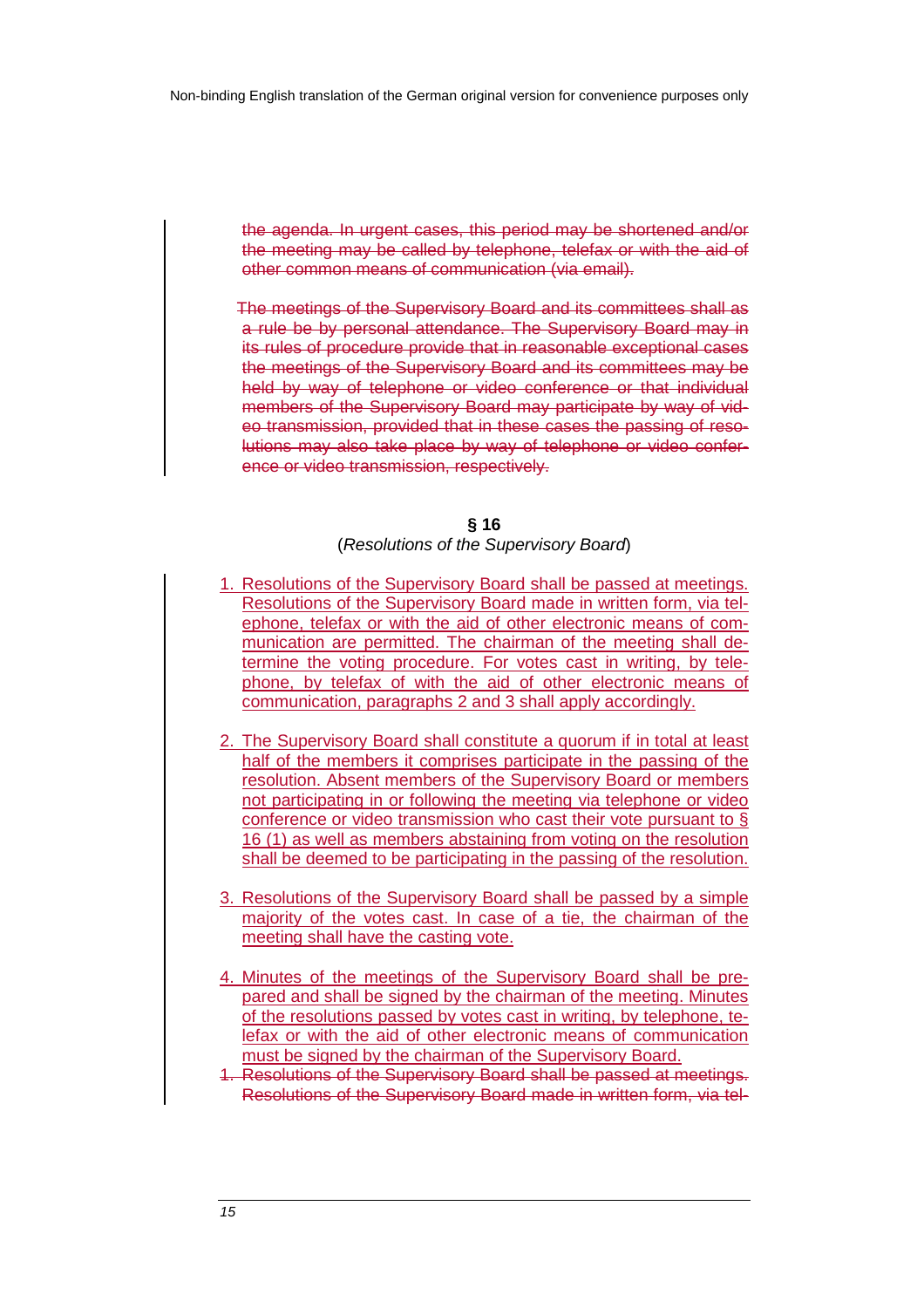~~the agenda. In urgent cases, this period may be shortened and/or the meeting may be called by telephone, telefax or with the aid of other common means of communication (via email).~~

~~The meetings of the Supervisory Board and its committees shall as a rule be by personal attendance. The Supervisory Board may in its rules of procedure provide that in reasonable exceptional cases the meetings of the Supervisory Board and its committees may be held by way of telephone or video conference or that individual members of the Supervisory Board may participate by way of video transmission, provided that in these cases the passing of resolutions may also take place by way of telephone or video conference or video transmission, respectively.~~

**§ 16**
(*Resolutions of the Supervisory Board*)

1. Resolutions of the Supervisory Board shall be passed at meetings. Resolutions of the Supervisory Board made in written form, via telephone, telefax or with the aid of other electronic means of communication are permitted. The chairman of the meeting shall determine the voting procedure. For votes cast in writing, by telephone, by telefax of with the aid of other electronic means of communication, paragraphs 2 and 3 shall apply accordingly.

2. The Supervisory Board shall constitute a quorum if in total at least half of the members it comprises participate in the passing of the resolution. Absent members of the Supervisory Board or members not participating in or following the meeting via telephone or video conference or video transmission who cast their vote pursuant to § 16 (1) as well as members abstaining from voting on the resolution shall be deemed to be participating in the passing of the resolution.

3. Resolutions of the Supervisory Board shall be passed by a simple majority of the votes cast. In case of a tie, the chairman of the meeting shall have the casting vote.

4. Minutes of the meetings of the Supervisory Board shall be prepared and shall be signed by the chairman of the meeting. Minutes of the resolutions passed by votes cast in writing, by telephone, telefax or with the aid of other electronic means of communication must be signed by the chairman of the Supervisory Board.

~~1. Resolutions of the Supervisory Board shall be passed at meetings. Resolutions of the Supervisory Board made in written form, via tel-~~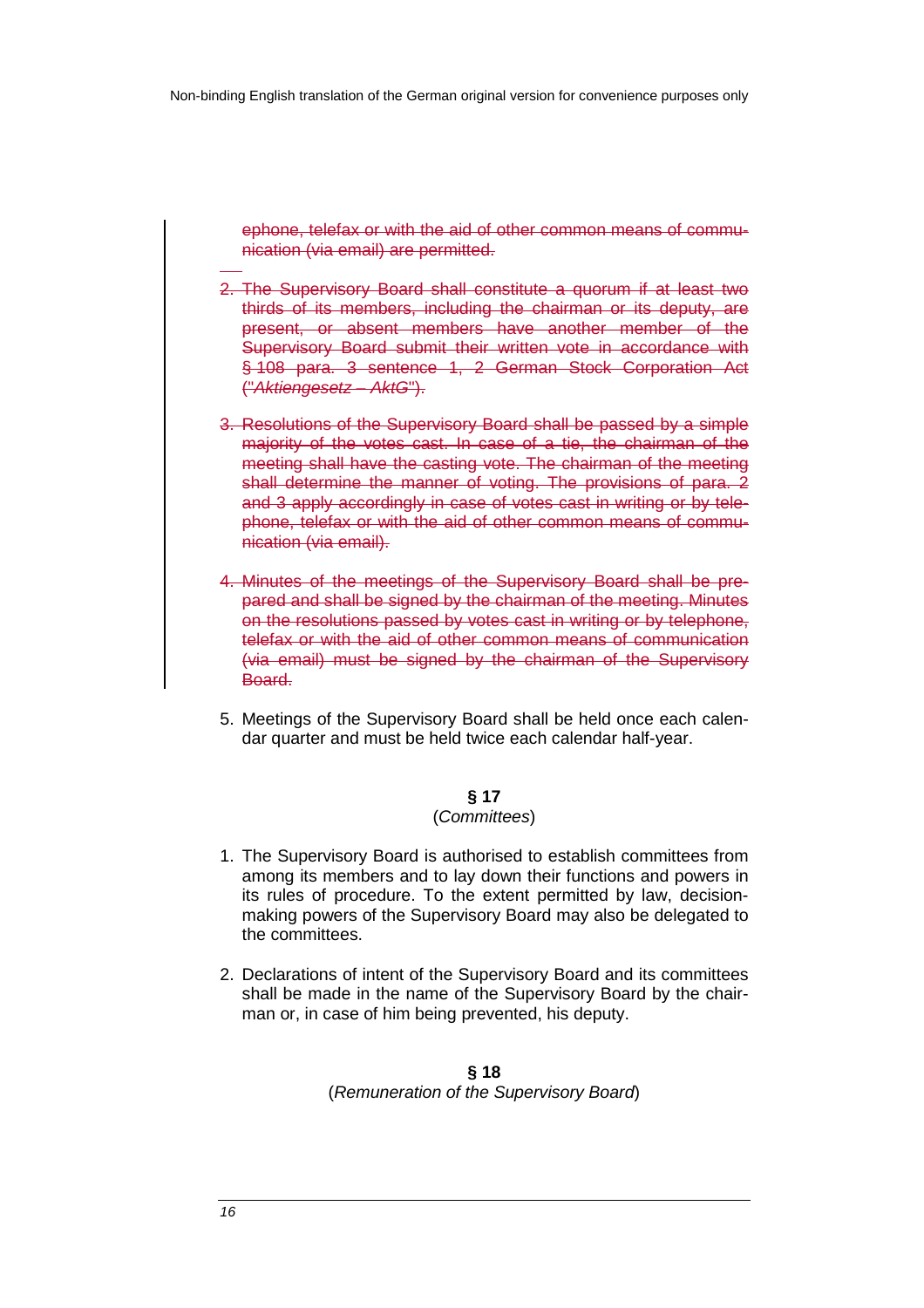~~ephone, telefax or with the aid of other common means of communication (via email) are permitted.~~

2. ~~The Supervisory Board shall constitute a quorum if at least two thirds of its members, including the chairman or its deputy, are present, or absent members have another member of the Supervisory Board submit their written vote in accordance with § 108 para. 3 sentence 1, 2 German Stock Corporation Act ("*Aktiengesetz – AktG*").~~

3. ~~Resolutions of the Supervisory Board shall be passed by a simple majority of the votes cast. In case of a tie, the chairman of the meeting shall have the casting vote. The chairman of the meeting shall determine the manner of voting. The provisions of para. 2 and 3 apply accordingly in case of votes cast in writing or by telephone, telefax or with the aid of other common means of communication (via email).~~

4. ~~Minutes of the meetings of the Supervisory Board shall be prepared and shall be signed by the chairman of the meeting. Minutes on the resolutions passed by votes cast in writing or by telephone, telefax or with the aid of other common means of communication (via email) must be signed by the chairman of the Supervisory Board.~~

5. Meetings of the Supervisory Board shall be held once each calendar quarter and must be held twice each calendar half-year.

**§ 17**
(*Committees*)

1. The Supervisory Board is authorised to establish committees from among its members and to lay down their functions and powers in its rules of procedure. To the extent permitted by law, decision-making powers of the Supervisory Board may also be delegated to the committees.

2. Declarations of intent of the Supervisory Board and its committees shall be made in the name of the Supervisory Board by the chairman or, in case of him being prevented, his deputy.

**§ 18**
(*Remuneration of the Supervisory Board*)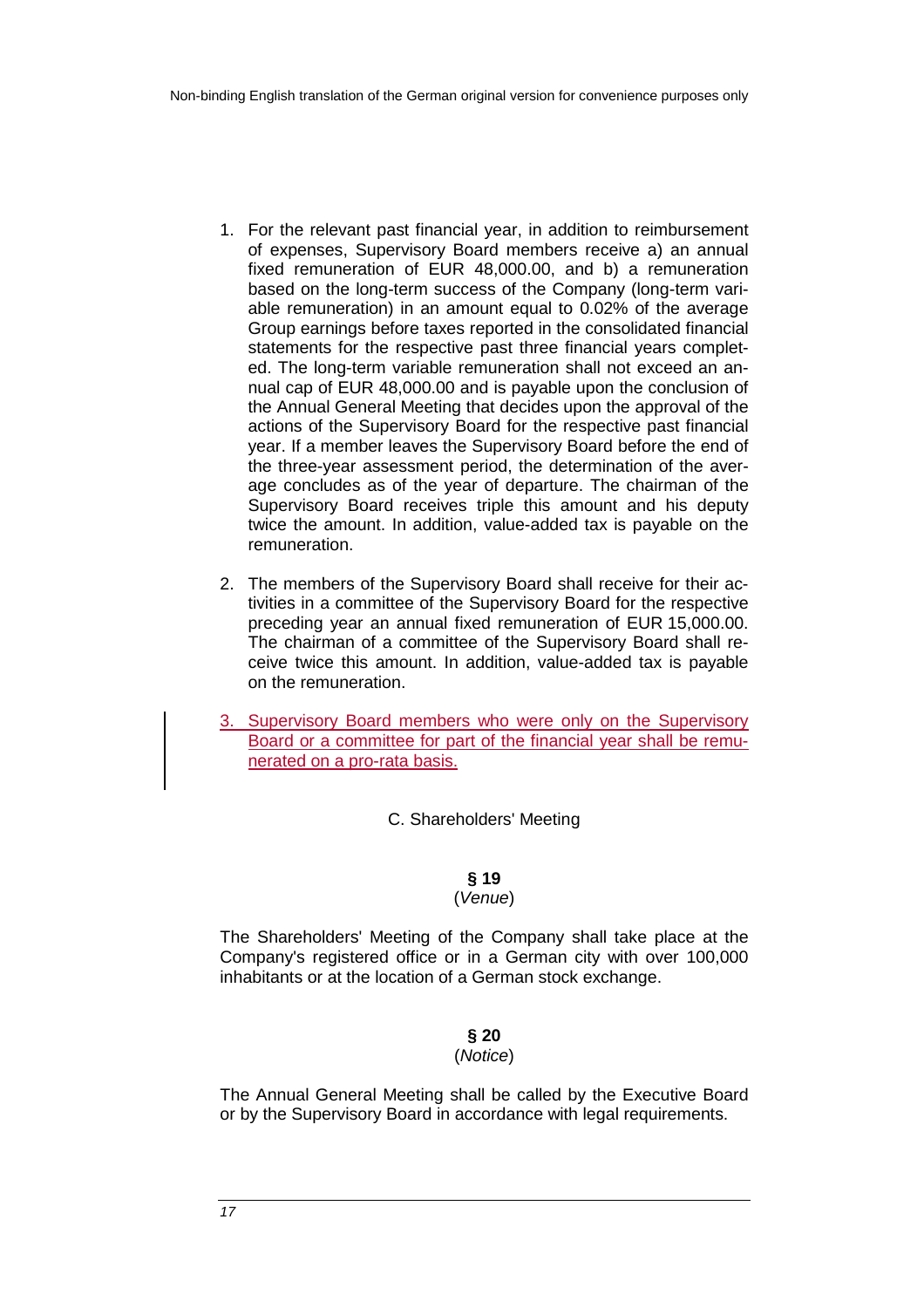1. For the relevant past financial year, in addition to reimbursement of expenses, Supervisory Board members receive a) an annual fixed remuneration of EUR 48,000.00, and b) a remuneration based on the long-term success of the Company (long-term variable remuneration) in an amount equal to 0.02% of the average Group earnings before taxes reported in the consolidated financial statements for the respective past three financial years completed. The long-term variable remuneration shall not exceed an annual cap of EUR 48,000.00 and is payable upon the conclusion of the Annual General Meeting that decides upon the approval of the actions of the Supervisory Board for the respective past financial year. If a member leaves the Supervisory Board before the end of the three-year assessment period, the determination of the average concludes as of the year of departure. The chairman of the Supervisory Board receives triple this amount and his deputy twice the amount. In addition, value-added tax is payable on the remuneration.

2. The members of the Supervisory Board shall receive for their activities in a committee of the Supervisory Board for the respective preceding year an annual fixed remuneration of EUR 15,000.00. The chairman of a committee of the Supervisory Board shall receive twice this amount. In addition, value-added tax is payable on the remuneration.

3. Supervisory Board members who were only on the Supervisory Board or a committee for part of the financial year shall be remunerated on a pro-rata basis.

C. Shareholders' Meeting

**§ 19**
(*Venue*)

The Shareholders' Meeting of the Company shall take place at the Company's registered office or in a German city with over 100,000 inhabitants or at the location of a German stock exchange.

**§ 20**
(*Notice*)

The Annual General Meeting shall be called by the Executive Board or by the Supervisory Board in accordance with legal requirements.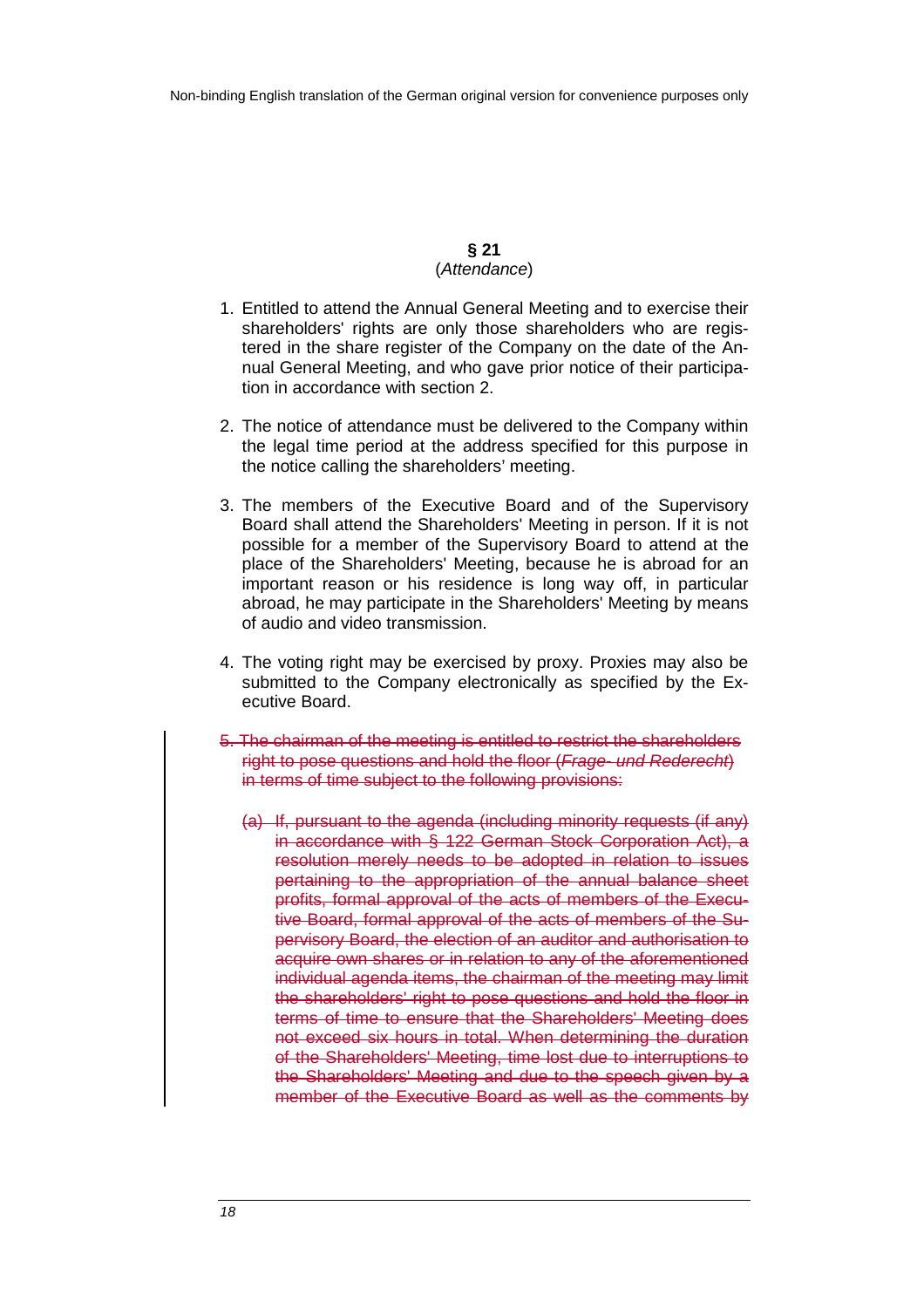**§ 21**
(*Attendance*)

1. Entitled to attend the Annual General Meeting and to exercise their shareholders' rights are only those shareholders who are registered in the share register of the Company on the date of the Annual General Meeting, and who gave prior notice of their participation in accordance with section 2.

2. The notice of attendance must be delivered to the Company within the legal time period at the address specified for this purpose in the notice calling the shareholders' meeting.

3. The members of the Executive Board and of the Supervisory Board shall attend the Shareholders' Meeting in person. If it is not possible for a member of the Supervisory Board to attend at the place of the Shareholders' Meeting, because he is abroad for an important reason or his residence is long way off, in particular abroad, he may participate in the Shareholders' Meeting by means of audio and video transmission.

4. The voting right may be exercised by proxy. Proxies may also be submitted to the Company electronically as specified by the Executive Board.

~~5. The chairman of the meeting is entitled to restrict the shareholders right to pose questions and hold the floor (*Frage- und Rederecht*) in terms of time subject to the following provisions:~~

~~(a) If, pursuant to the agenda (including minority requests (if any) in accordance with § 122 German Stock Corporation Act), a resolution merely needs to be adopted in relation to issues pertaining to the appropriation of the annual balance sheet profits, formal approval of the acts of members of the Executive Board, formal approval of the acts of members of the Supervisory Board, the election of an auditor and authorisation to acquire own shares or in relation to any of the aforementioned individual agenda items, the chairman of the meeting may limit the shareholders' right to pose questions and hold the floor in terms of time to ensure that the Shareholders' Meeting does not exceed six hours in total. When determining the duration of the Shareholders' Meeting, time lost due to interruptions to the Shareholders' Meeting and due to the speech given by a member of the Executive Board as well as the comments by~~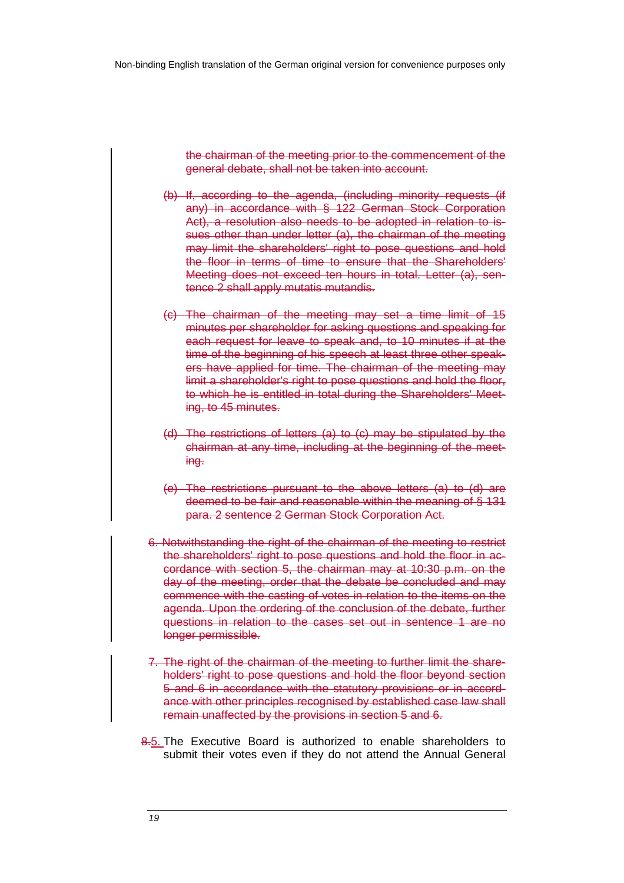~~the chairman of the meeting prior to the commencement of the general debate, shall not be taken into account.~~

~~(b) If, according to the agenda, (including minority requests (if any) in accordance with § 122 German Stock Corporation Act), a resolution also needs to be adopted in relation to issues other than under letter (a), the chairman of the meeting may limit the shareholders' right to pose questions and hold the floor in terms of time to ensure that the Shareholders' Meeting does not exceed ten hours in total. Letter (a), sentence 2 shall apply mutatis mutandis.~~

~~(c) The chairman of the meeting may set a time limit of 15 minutes per shareholder for asking questions and speaking for each request for leave to speak and, to 10 minutes if at the time of the beginning of his speech at least three other speakers have applied for time. The chairman of the meeting may limit a shareholder's right to pose questions and hold the floor, to which he is entitled in total during the Shareholders' Meeting, to 45 minutes.~~

~~(d) The restrictions of letters (a) to (c) may be stipulated by the chairman at any time, including at the beginning of the meeting.~~

~~(e) The restrictions pursuant to the above letters (a) to (d) are deemed to be fair and reasonable within the meaning of § 131 para. 2 sentence 2 German Stock Corporation Act.~~

~~6. Notwithstanding the right of the chairman of the meeting to restrict the shareholders' right to pose questions and hold the floor in accordance with section 5, the chairman may at 10:30 p.m. on the day of the meeting, order that the debate be concluded and may commence with the casting of votes in relation to the items on the agenda. Upon the ordering of the conclusion of the debate, further questions in relation to the cases set out in sentence 1 are no longer permissible.~~

~~7. The right of the chairman of the meeting to further limit the shareholders' right to pose questions and hold the floor beyond section 5 and 6 in accordance with the statutory provisions or in accordance with other principles recognised by established case law shall remain unaffected by the provisions in section 5 and 6.~~

~~8.~~5. The Executive Board is authorized to enable shareholders to submit their votes even if they do not attend the Annual General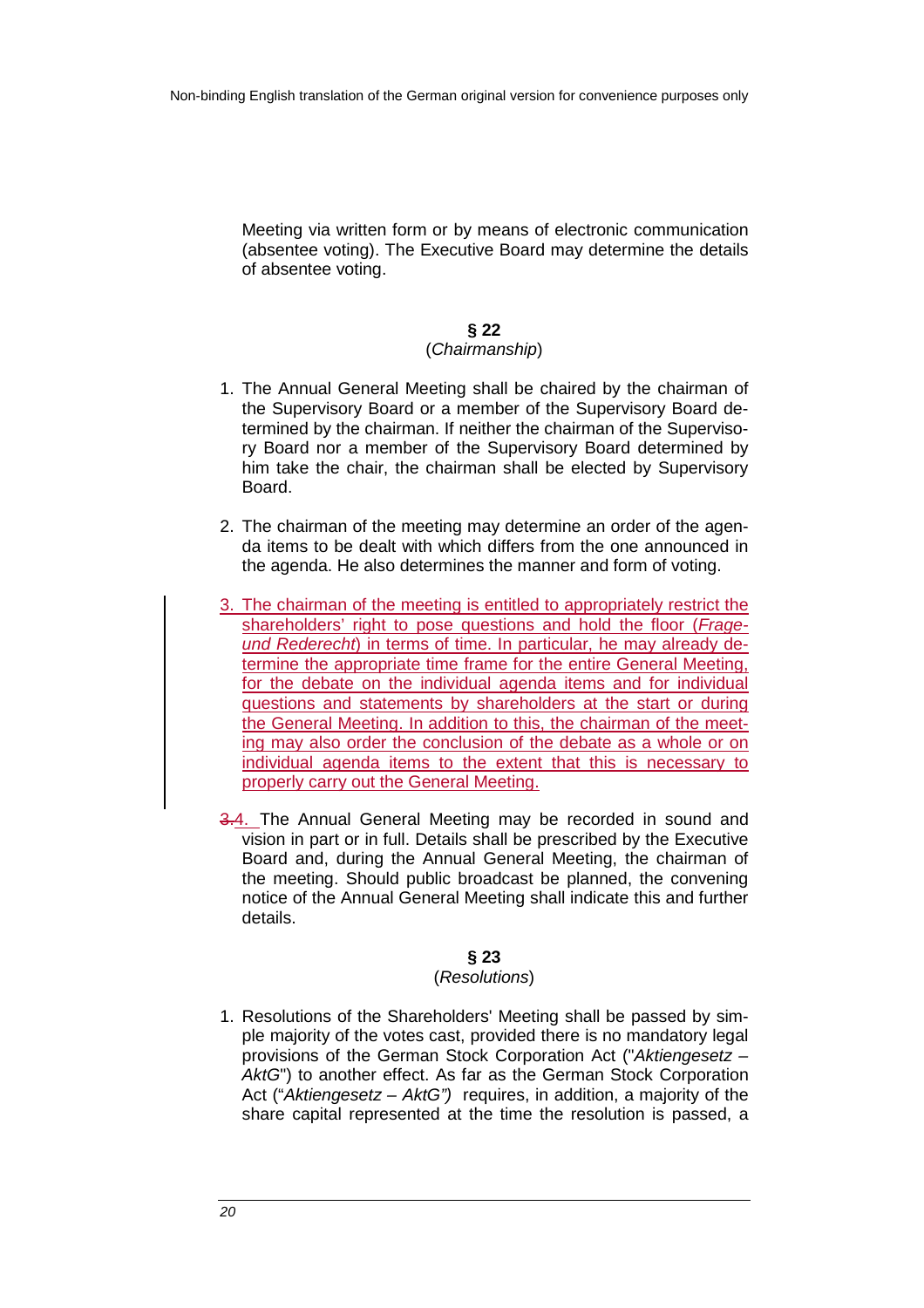Meeting via written form or by means of electronic communication (absentee voting). The Executive Board may determine the details of absentee voting.

**§ 22**
(*Chairmanship*)

1. The Annual General Meeting shall be chaired by the chairman of the Supervisory Board or a member of the Supervisory Board determined by the chairman. If neither the chairman of the Supervisory Board nor a member of the Supervisory Board determined by him take the chair, the chairman shall be elected by Supervisory Board.

2. The chairman of the meeting may determine an order of the agenda items to be dealt with which differs from the one announced in the agenda. He also determines the manner and form of voting.

3. The chairman of the meeting is entitled to appropriately restrict the shareholders' right to pose questions and hold the floor (*Frage- und Rederecht*) in terms of time. In particular, he may already determine the appropriate time frame for the entire General Meeting, for the debate on the individual agenda items and for individual questions and statements by shareholders at the start or during the General Meeting. In addition to this, the chairman of the meeting may also order the conclusion of the debate as a whole or on individual agenda items to the extent that this is necessary to properly carry out the General Meeting.

4. The Annual General Meeting may be recorded in sound and vision in part or in full. Details shall be prescribed by the Executive Board and, during the Annual General Meeting, the chairman of the meeting. Should public broadcast be planned, the convening notice of the Annual General Meeting shall indicate this and further details.

**§ 23**
(*Resolutions*)

1. Resolutions of the Shareholders' Meeting shall be passed by simple majority of the votes cast, provided there is no mandatory legal provisions of the German Stock Corporation Act ("*Aktiengesetz – AktG*") to another effect. As far as the German Stock Corporation Act ("*Aktiengesetz – AktG")* requires, in addition, a majority of the share capital represented at the time the resolution is passed, a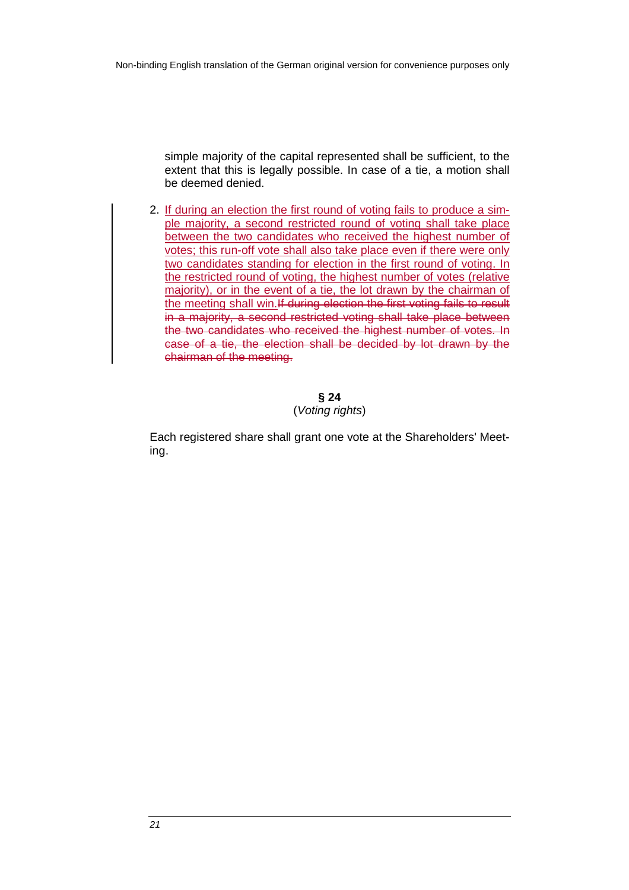simple majority of the capital represented shall be sufficient, to the extent that this is legally possible. In case of a tie, a motion shall be deemed denied.

2. <u>If during an election the first round of voting fails to produce a simple majority, a second restricted round of voting shall take place between the two candidates who received the highest number of votes; this run-off vote shall also take place even if there were only two candidates standing for election in the first round of voting. In the restricted round of voting, the highest number of votes (relative majority), or in the event of a tie, the lot drawn by the chairman of the meeting shall win.</u>~~If during election the first voting fails to result in a majority, a second restricted voting shall take place between the two candidates who received the highest number of votes. In case of a tie, the election shall be decided by lot drawn by the chairman of the meeting.~~

**§ 24**
(*Voting rights*)

Each registered share shall grant one vote at the Shareholders' Meeting.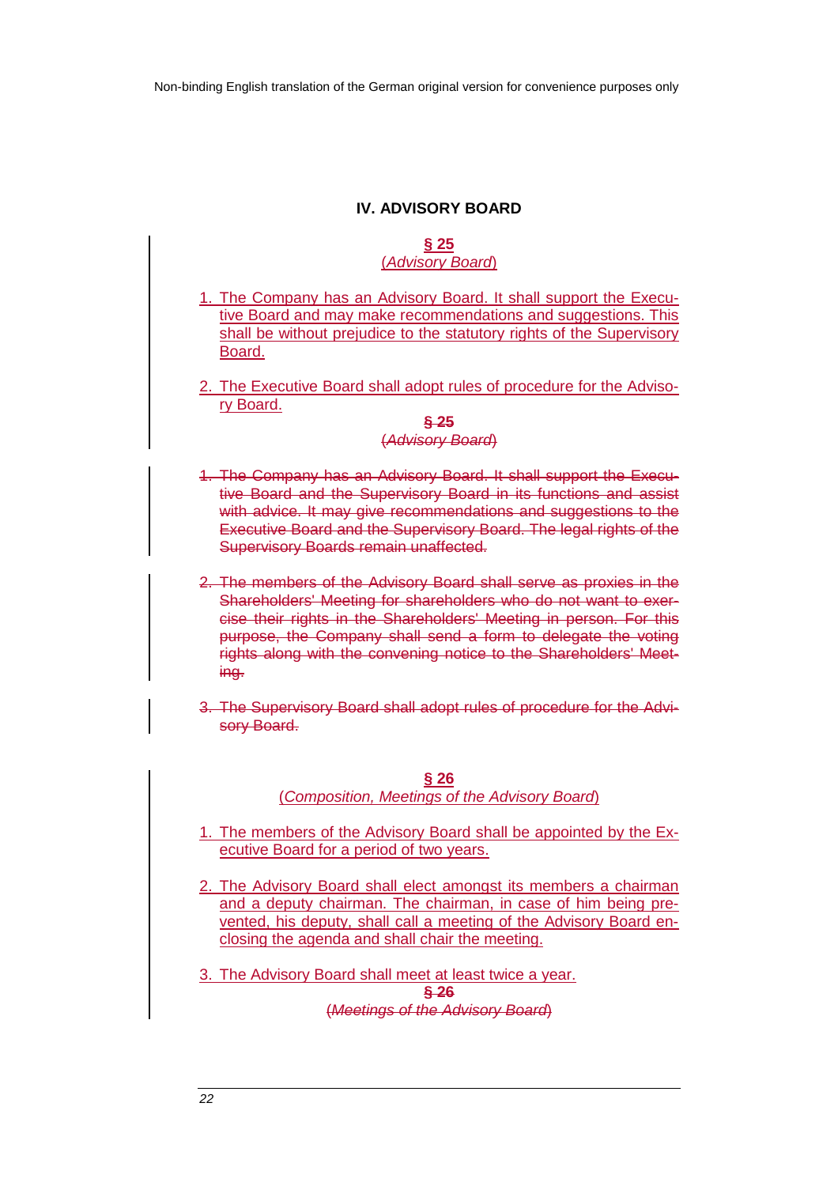## IV. ADVISORY BOARD

**§ 25**
(*Advisory Board*)

1. The Company has an Advisory Board. It shall support the Executive Board and may make recommendations and suggestions. This shall be without prejudice to the statutory rights of the Supervisory Board.

2. The Executive Board shall adopt rules of procedure for the Advisory Board.

~~**§ 25**~~
~~(*Advisory Board*)~~

1. ~~The Company has an Advisory Board. It shall support the Executive Board and the Supervisory Board in its functions and assist with advice. It may give recommendations and suggestions to the Executive Board and the Supervisory Board. The legal rights of the Supervisory Boards remain unaffected.~~

2. ~~The members of the Advisory Board shall serve as proxies in the Shareholders' Meeting for shareholders who do not want to exercise their rights in the Shareholders' Meeting in person. For this purpose, the Company shall send a form to delegate the voting rights along with the convening notice to the Shareholders' Meeting.~~

3. ~~The Supervisory Board shall adopt rules of procedure for the Advisory Board.~~

**§ 26**
(*Composition, Meetings of the Advisory Board*)

1. The members of the Advisory Board shall be appointed by the Executive Board for a period of two years.

2. The Advisory Board shall elect amongst its members a chairman and a deputy chairman. The chairman, in case of him being prevented, his deputy, shall call a meeting of the Advisory Board enclosing the agenda and shall chair the meeting.

3. The Advisory Board shall meet at least twice a year.

~~**§ 26**~~
~~(*Meetings of the Advisory Board*)~~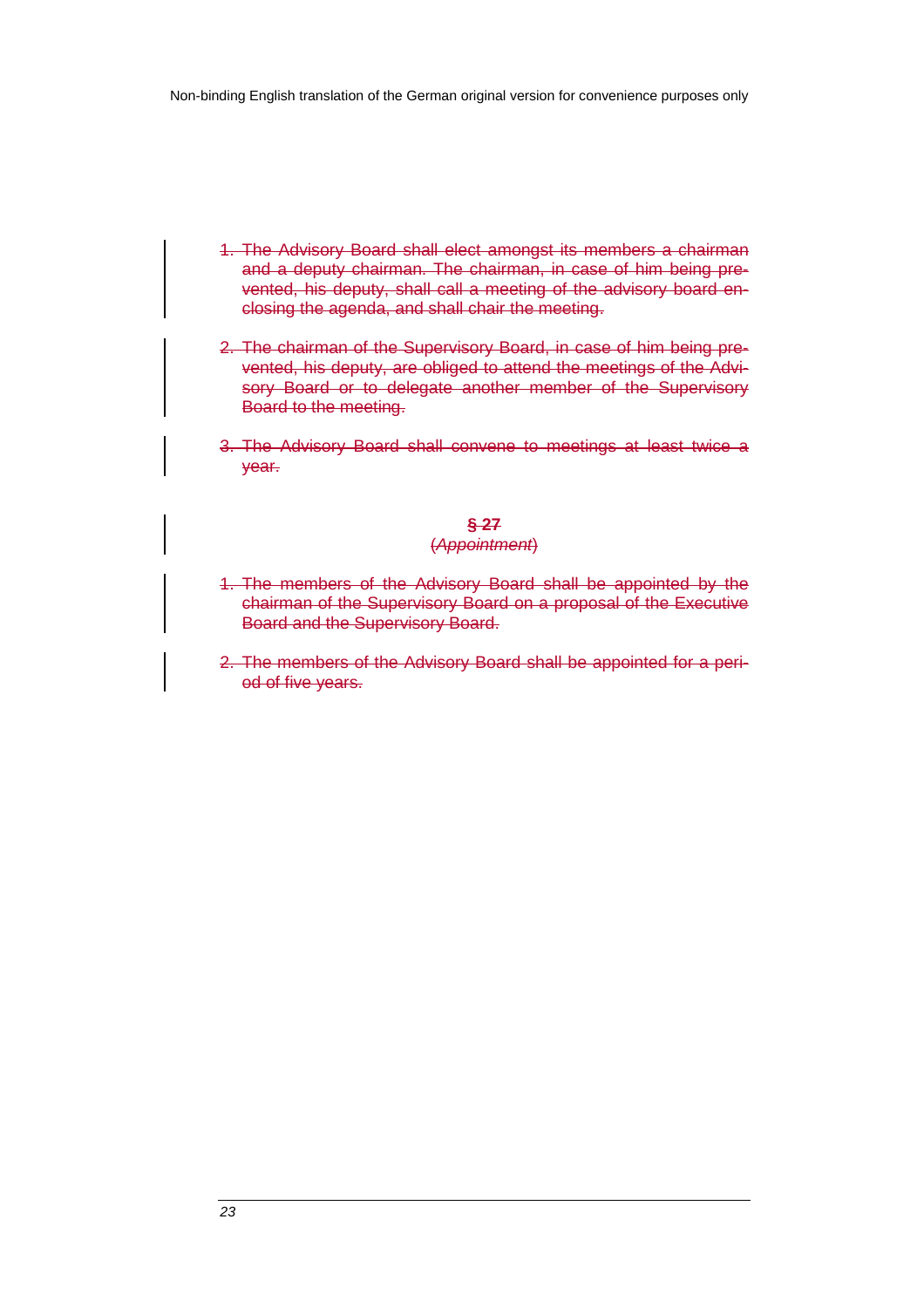1. ~~The Advisory Board shall elect amongst its members a chairman and a deputy chairman. The chairman, in case of him being prevented, his deputy, shall call a meeting of the advisory board enclosing the agenda, and shall chair the meeting.~~

2. ~~The chairman of the Supervisory Board, in case of him being prevented, his deputy, are obliged to attend the meetings of the Advisory Board or to delegate another member of the Supervisory Board to the meeting.~~

3. ~~The Advisory Board shall convene to meetings at least twice a year.~~

**~~§ 27~~**

~~(*Appointment*)~~

1. ~~The members of the Advisory Board shall be appointed by the chairman of the Supervisory Board on a proposal of the Executive Board and the Supervisory Board.~~

2. ~~The members of the Advisory Board shall be appointed for a period of five years.~~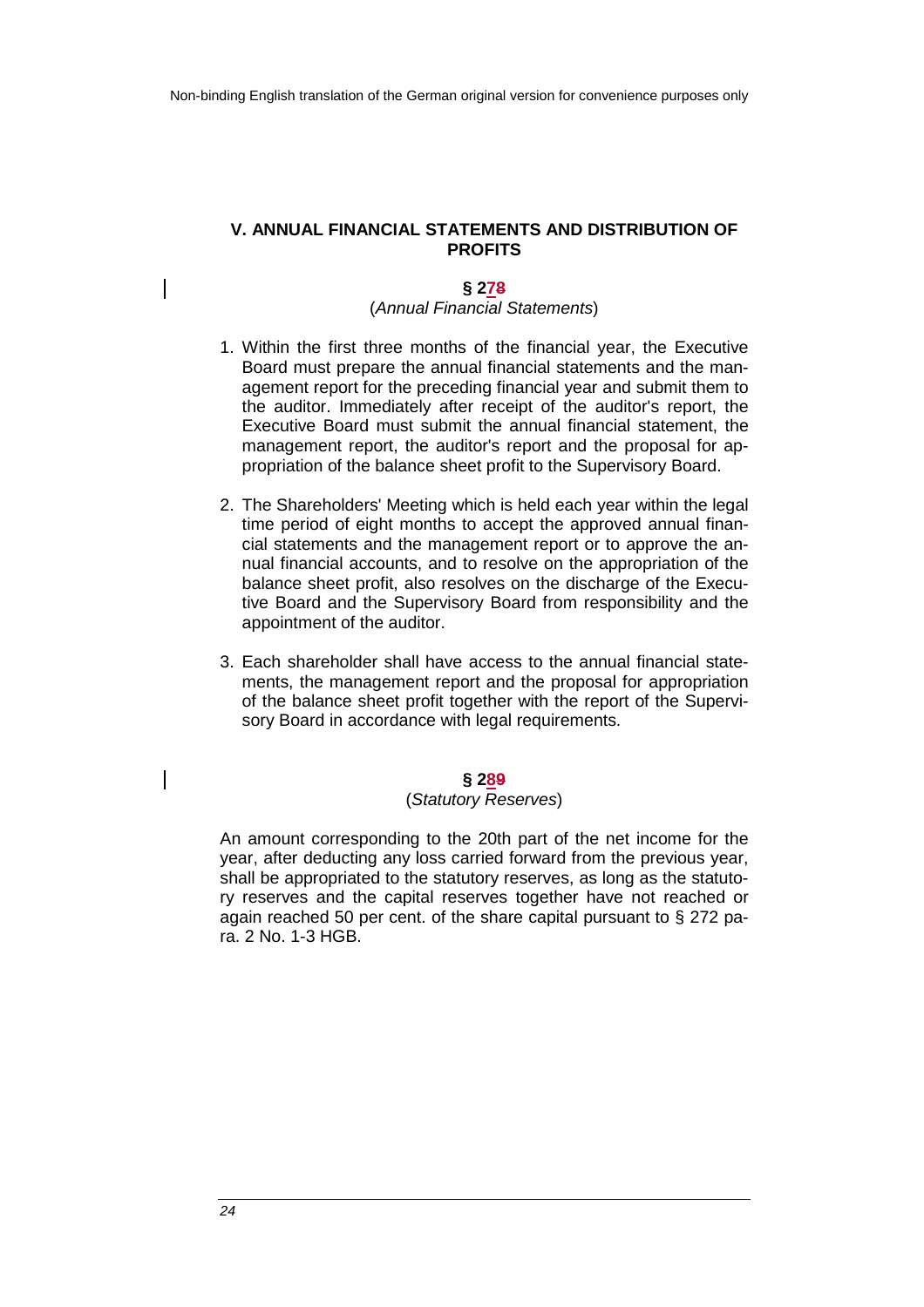## V. ANNUAL FINANCIAL STATEMENTS AND DISTRIBUTION OF PROFITS

### § 2~~7~~8

(*Annual Financial Statements*)

1. Within the first three months of the financial year, the Executive Board must prepare the annual financial statements and the management report for the preceding financial year and submit them to the auditor. Immediately after receipt of the auditor's report, the Executive Board must submit the annual financial statement, the management report, the auditor's report and the proposal for appropriation of the balance sheet profit to the Supervisory Board.

2. The Shareholders' Meeting which is held each year within the legal time period of eight months to accept the approved annual financial statements and the management report or to approve the annual financial accounts, and to resolve on the appropriation of the balance sheet profit, also resolves on the discharge of the Executive Board and the Supervisory Board from responsibility and the appointment of the auditor.

3. Each shareholder shall have access to the annual financial statements, the management report and the proposal for appropriation of the balance sheet profit together with the report of the Supervisory Board in accordance with legal requirements.

### § 2~~8~~9

(*Statutory Reserves*)

An amount corresponding to the 20th part of the net income for the year, after deducting any loss carried forward from the previous year, shall be appropriated to the statutory reserves, as long as the statutory reserves and the capital reserves together have not reached or again reached 50 per cent. of the share capital pursuant to § 272 para. 2 No. 1-3 HGB.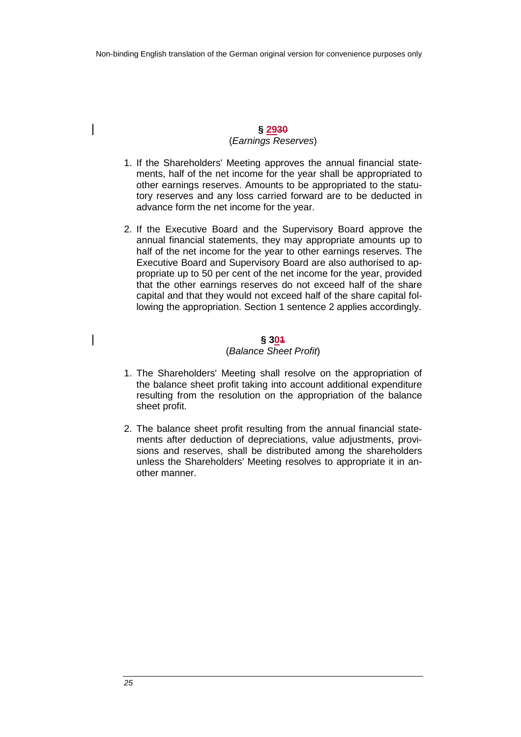**§ 29~~30~~**

(*Earnings Reserves*)

1. If the Shareholders' Meeting approves the annual financial statements, half of the net income for the year shall be appropriated to other earnings reserves. Amounts to be appropriated to the statutory reserves and any loss carried forward are to be deducted in advance form the net income for the year.

2. If the Executive Board and the Supervisory Board approve the annual financial statements, they may appropriate amounts up to half of the net income for the year to other earnings reserves. The Executive Board and Supervisory Board are also authorised to appropriate up to 50 per cent of the net income for the year, provided that the other earnings reserves do not exceed half of the share capital and that they would not exceed half of the share capital following the appropriation. Section 1 sentence 2 applies accordingly.

**§ 30~~1~~**

(*Balance Sheet Profit*)

1. The Shareholders' Meeting shall resolve on the appropriation of the balance sheet profit taking into account additional expenditure resulting from the resolution on the appropriation of the balance sheet profit.

2. The balance sheet profit resulting from the annual financial statements after deduction of depreciations, value adjustments, provisions and reserves, shall be distributed among the shareholders unless the Shareholders' Meeting resolves to appropriate it in another manner.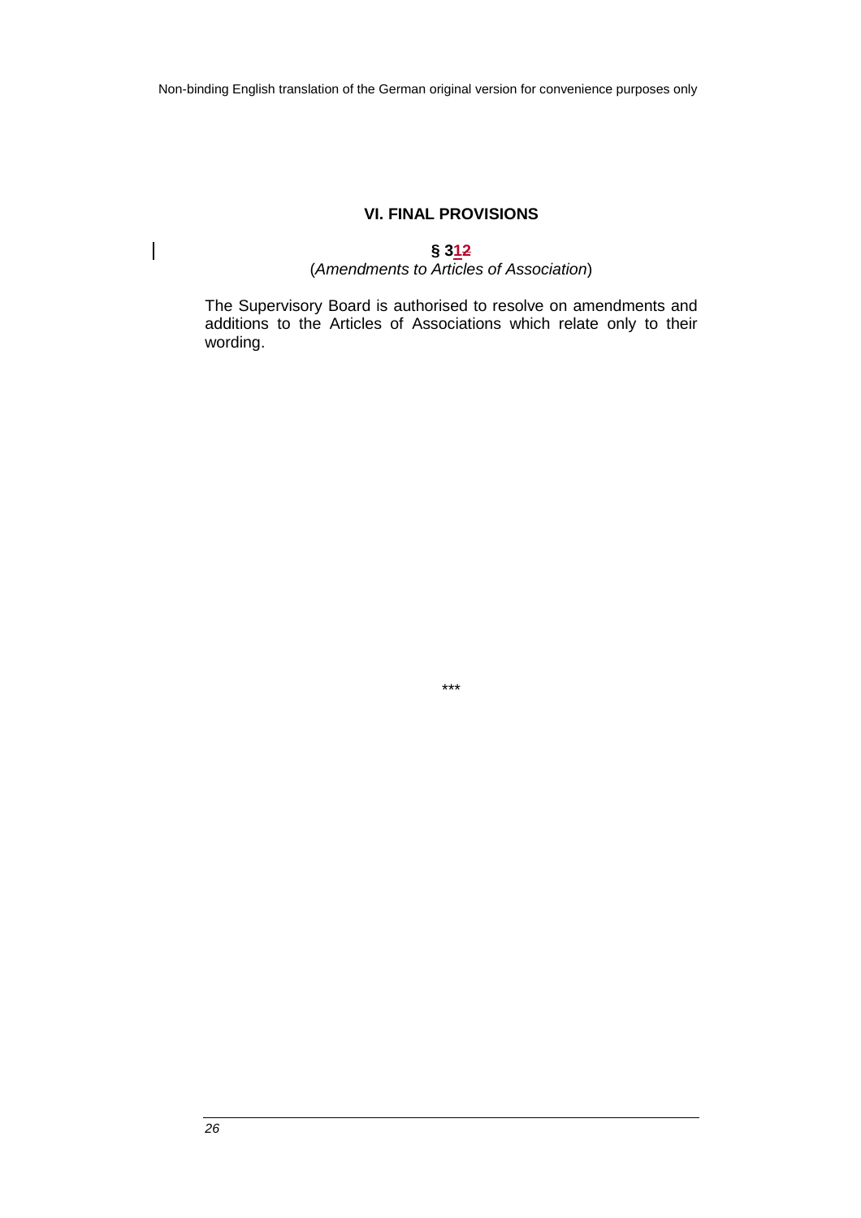## VI. FINAL PROVISIONS

### § 31~~2~~

(*Amendments to Articles of Association*)

The Supervisory Board is authorised to resolve on amendments and additions to the Articles of Associations which relate only to their wording.

***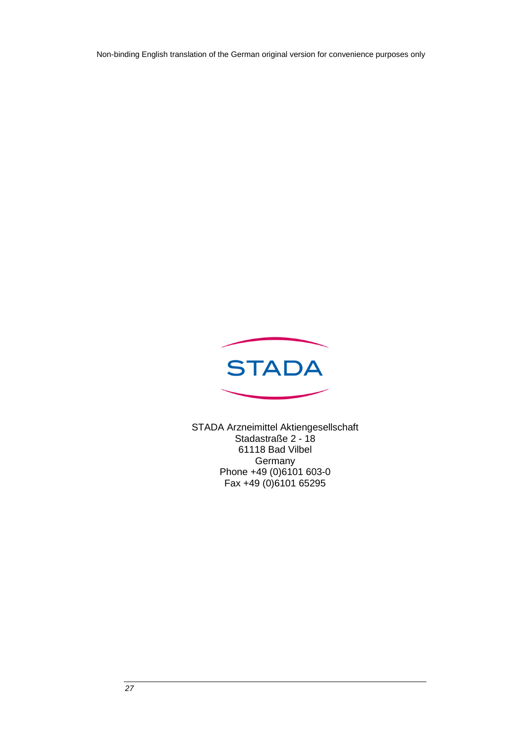Non-binding English translation of the German original version for convenience purposes only

STADA

STADA Arzneimittel Aktiengesellschaft
Stadastraße 2 - 18
61118 Bad Vilbel
Germany
Phone +49 (0)6101 603-0
Fax +49 (0)6101 65295